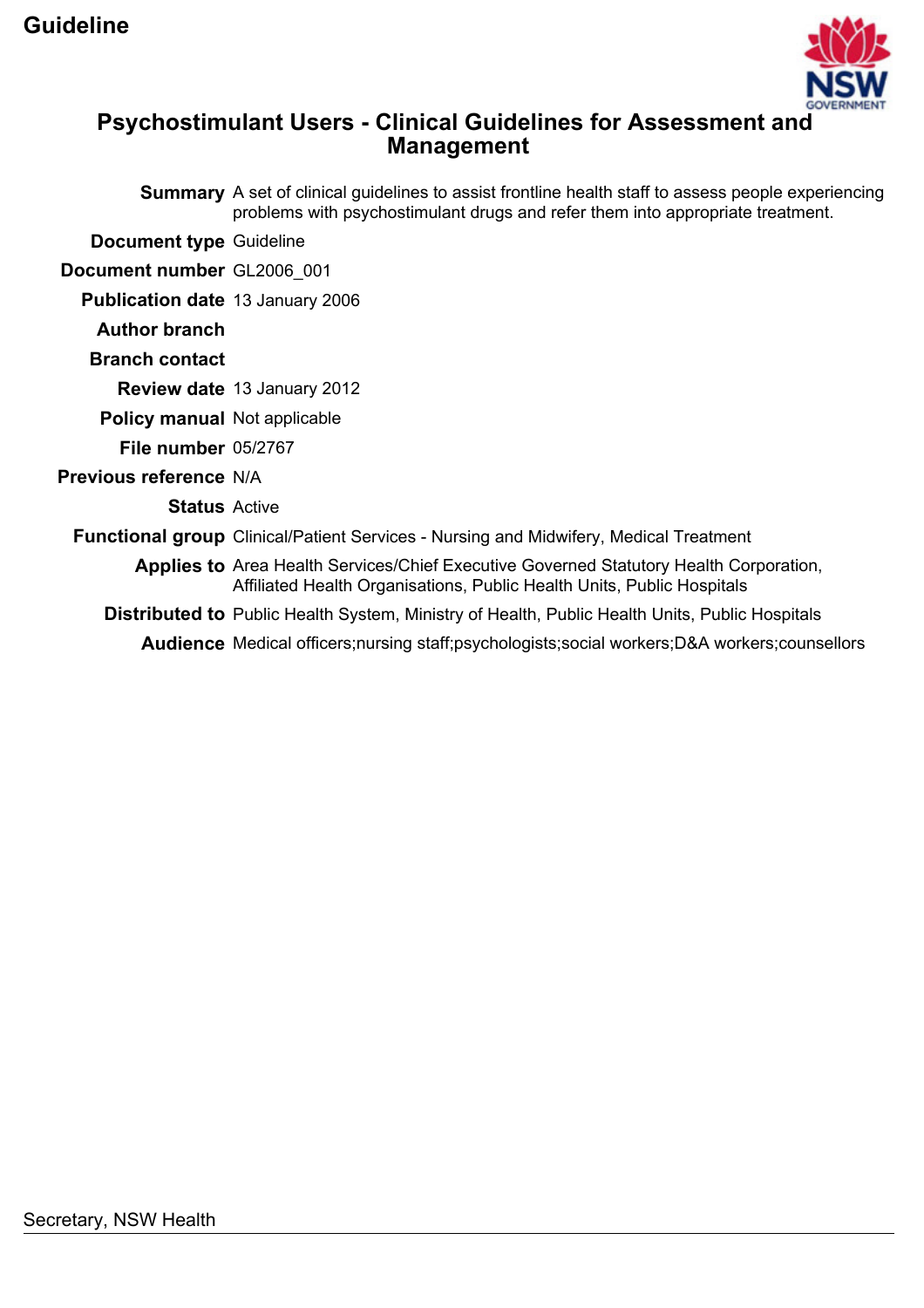**Guideline**

# Psychostimulant Users - Clinical Guidelines for Assessment and Management

| | |
|---|---|
| **Summary** | A set of clinical guidelines to assist frontline health staff to assess people experiencing problems with psychostimulant drugs and refer them into appropriate treatment. |
| **Document type** | Guideline |
| **Document number** | GL2006_001 |
| **Publication date** | 13 January 2006 |
| **Author branch** | |
| **Branch contact** | |
| **Review date** | 13 January 2012 |
| **Policy manual** | Not applicable |
| **File number** | 05/2767 |
| **Previous reference** | N/A |
| **Status** | Active |
| **Functional group** | Clinical/Patient Services - Nursing and Midwifery, Medical Treatment |
| **Applies to** | Area Health Services/Chief Executive Governed Statutory Health Corporation, Affiliated Health Organisations, Public Health Units, Public Hospitals |
| **Distributed to** | Public Health System, Ministry of Health, Public Health Units, Public Hospitals |
| **Audience** | Medical officers;nursing staff;psychologists;social workers;D&A workers;counsellors |

Secretary, NSW Health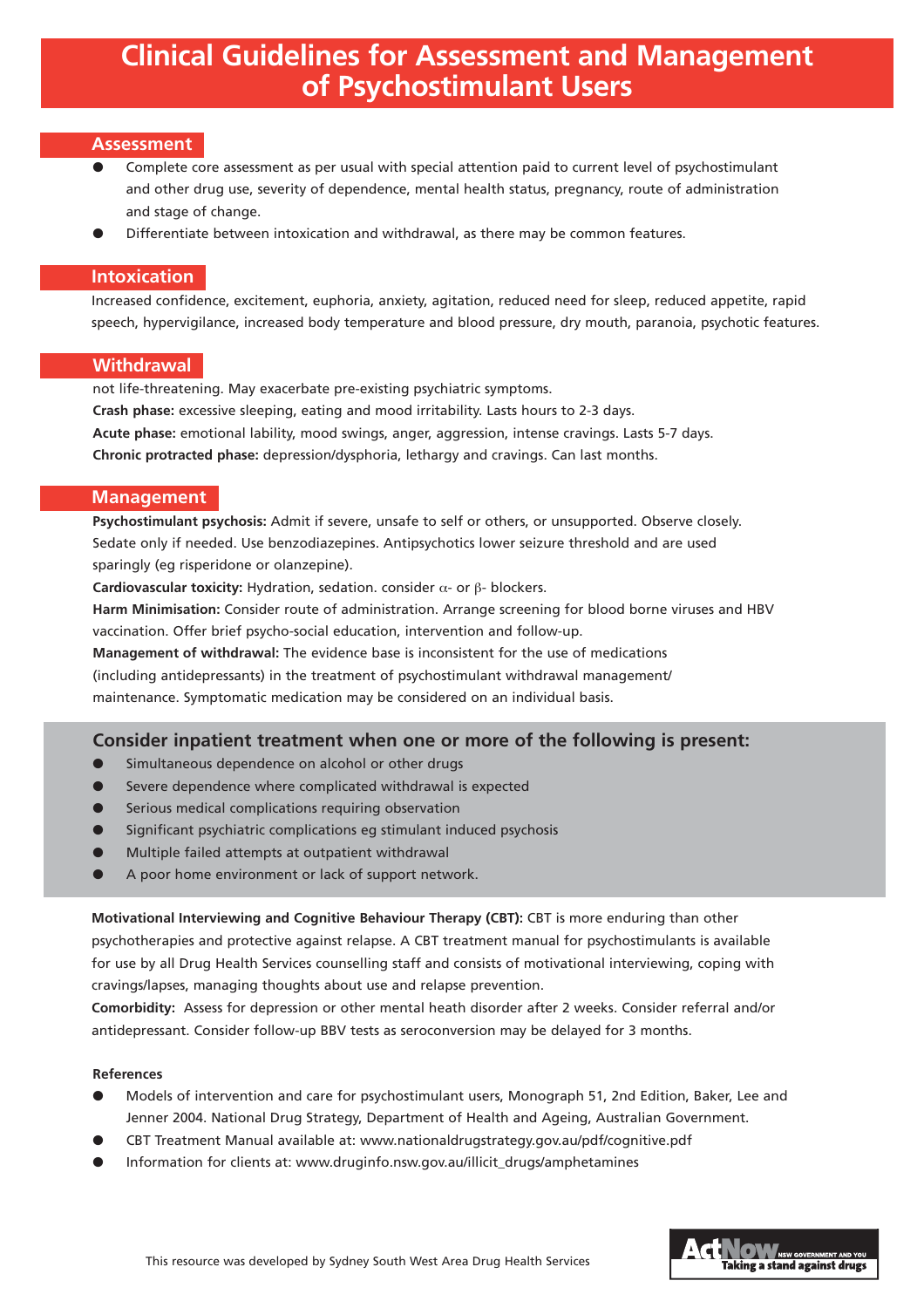# Clinical Guidelines for Assessment and Management of Psychostimulant Users

## Assessment

- Complete core assessment as per usual with special attention paid to current level of psychostimulant and other drug use, severity of dependence, mental health status, pregnancy, route of administration and stage of change.
- Differentiate between intoxication and withdrawal, as there may be common features.

## Intoxication

Increased confidence, excitement, euphoria, anxiety, agitation, reduced need for sleep, reduced appetite, rapid speech, hypervigilance, increased body temperature and blood pressure, dry mouth, paranoia, psychotic features.

## Withdrawal

not life-threatening. May exacerbate pre-existing psychiatric symptoms.

**Crash phase:** excessive sleeping, eating and mood irritability. Lasts hours to 2-3 days.

**Acute phase:** emotional lability, mood swings, anger, aggression, intense cravings. Lasts 5-7 days.

**Chronic protracted phase:** depression/dysphoria, lethargy and cravings. Can last months.

## Management

**Psychostimulant psychosis:** Admit if severe, unsafe to self or others, or unsupported. Observe closely. Sedate only if needed. Use benzodiazepines. Antipsychotics lower seizure threshold and are used sparingly (eg risperidone or olanzepine).

**Cardiovascular toxicity:** Hydration, sedation. consider $\alpha$- or $\beta$- blockers.

**Harm Minimisation:** Consider route of administration. Arrange screening for blood borne viruses and HBV vaccination. Offer brief psycho-social education, intervention and follow-up.

**Management of withdrawal:** The evidence base is inconsistent for the use of medications (including antidepressants) in the treatment of psychostimulant withdrawal management/ maintenance. Symptomatic medication may be considered on an individual basis.

### Consider inpatient treatment when one or more of the following is present:

- Simultaneous dependence on alcohol or other drugs
- Severe dependence where complicated withdrawal is expected
- Serious medical complications requiring observation
- Significant psychiatric complications eg stimulant induced psychosis
- Multiple failed attempts at outpatient withdrawal
- A poor home environment or lack of support network.

**Motivational Interviewing and Cognitive Behaviour Therapy (CBT):** CBT is more enduring than other psychotherapies and protective against relapse. A CBT treatment manual for psychostimulants is available for use by all Drug Health Services counselling staff and consists of motivational interviewing, coping with cravings/lapses, managing thoughts about use and relapse prevention.

**Comorbidity:** Assess for depression or other mental heath disorder after 2 weeks. Consider referral and/or antidepressant. Consider follow-up BBV tests as seroconversion may be delayed for 3 months.

**References**

- Models of intervention and care for psychostimulant users, Monograph 51, 2nd Edition, Baker, Lee and Jenner 2004. National Drug Strategy, Department of Health and Ageing, Australian Government.
- CBT Treatment Manual available at: www.nationaldrugstrategy.gov.au/pdf/cognitive.pdf
- Information for clients at: www.druginfo.nsw.gov.au/illicit_drugs/amphetamines

This resource was developed by Sydney South West Area Drug Health Services

ActNow NSW GOVERNMENT AND YOU Taking a stand against drugs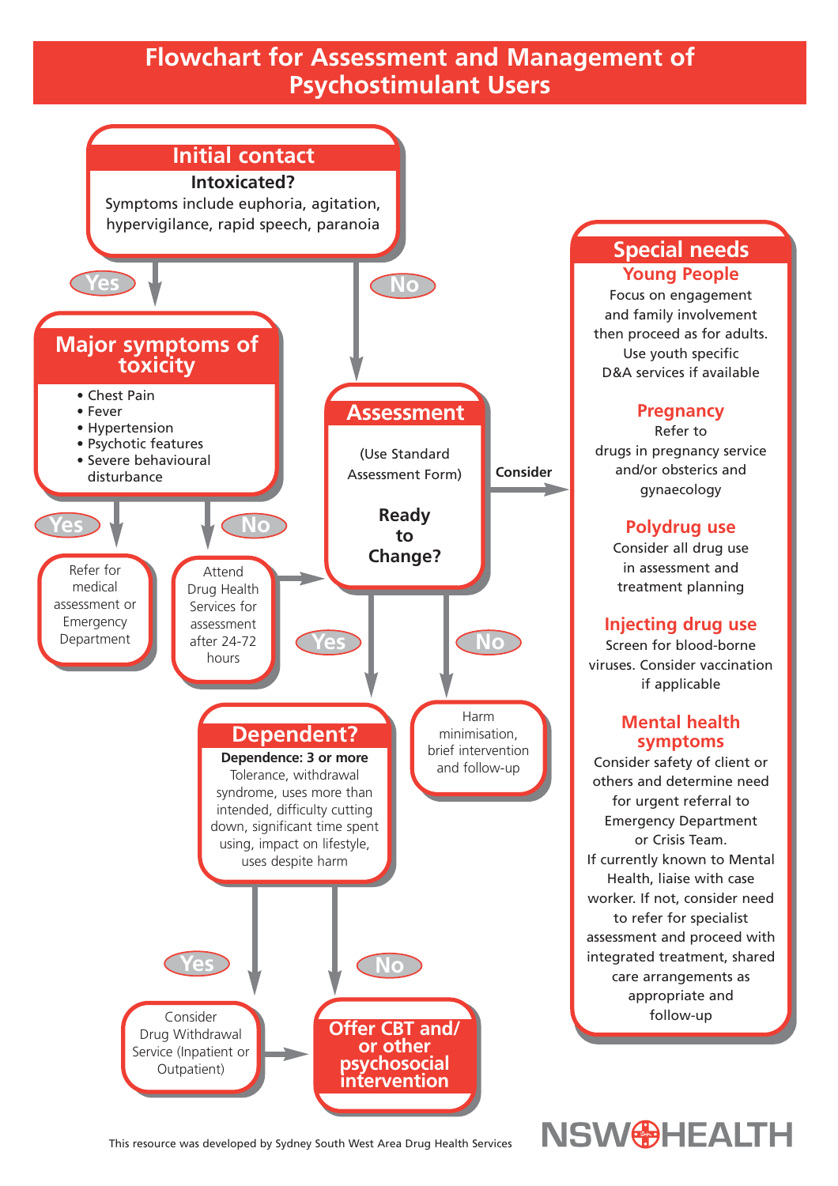# Flowchart for Assessment and Management of Psychostimulant Users

## Initial contact

**Intoxicated?**

Symptoms include euphoria, agitation, hypervigilance, rapid speech, paranoia

Yes

No

## Major symptoms of toxicity

- Chest Pain
- Fever
- Hypertension
- Psychotic features
- Severe behavioural disturbance

Yes

No

Refer for medical assessment or Emergency Department

Attend Drug Health Services for assessment after 24-72 hours

## Assessment

(Use Standard Assessment Form)

**Ready to Change?**

Consider

Yes

No

## Dependent?

**Dependence: 3 or more**

Tolerance, withdrawal syndrome, uses more than intended, difficulty cutting down, significant time spent using, impact on lifestyle, uses despite harm

Harm minimisation, brief intervention and follow-up

Yes

No

Consider Drug Withdrawal Service (Inpatient or Outpatient)

## Offer CBT and/ or other psychosocial intervention

## Special needs

### Young People

Focus on engagement and family involvement then proceed as for adults. Use youth specific D&A services if available

### Pregnancy

Refer to drugs in pregnancy service and/or obsterics and gynaecology

### Polydrug use

Consider all drug use in assessment and treatment planning

### Injecting drug use

Screen for blood-borne viruses. Consider vaccination if applicable

### Mental health symptoms

Consider safety of client or others and determine need for urgent referral to Emergency Department or Crisis Team.

If currently known to Mental Health, liaise with case worker. If not, consider need to refer for specialist assessment and proceed with integrated treatment, shared care arrangements as appropriate and follow-up

This resource was developed by Sydney South West Area Drug Health Services

NSW HEALTH